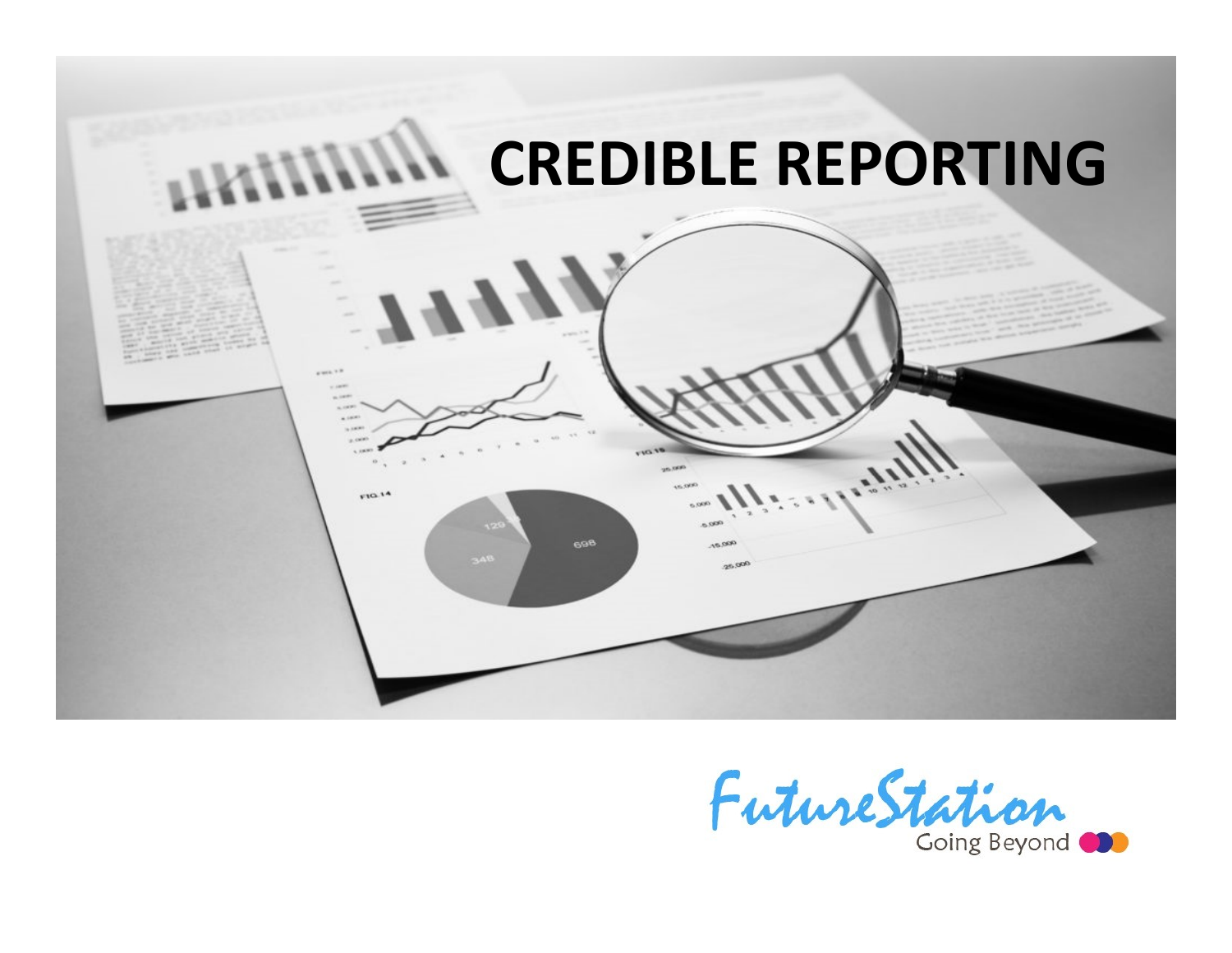# CREDIBLE REPORTING

FutureStation

Going Beyond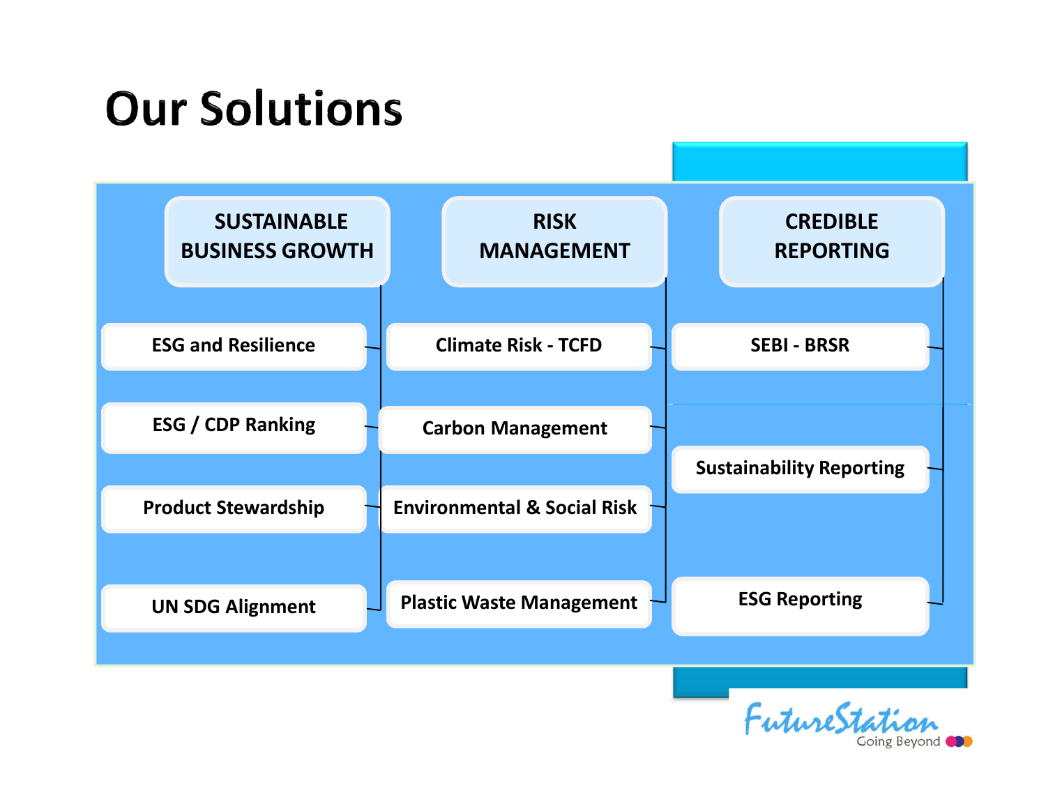# Our Solutions

## SUSTAINABLE BUSINESS GROWTH

- ESG and Resilience
- ESG / CDP Ranking
- Product Stewardship
- UN SDG Alignment

## RISK MANAGEMENT

- Climate Risk - TCFD
- Carbon Management
- Environmental & Social Risk
- Plastic Waste Management

## CREDIBLE REPORTING

- SEBI - BRSR
- Sustainability Reporting
- ESG Reporting

FutureStation
Going Beyond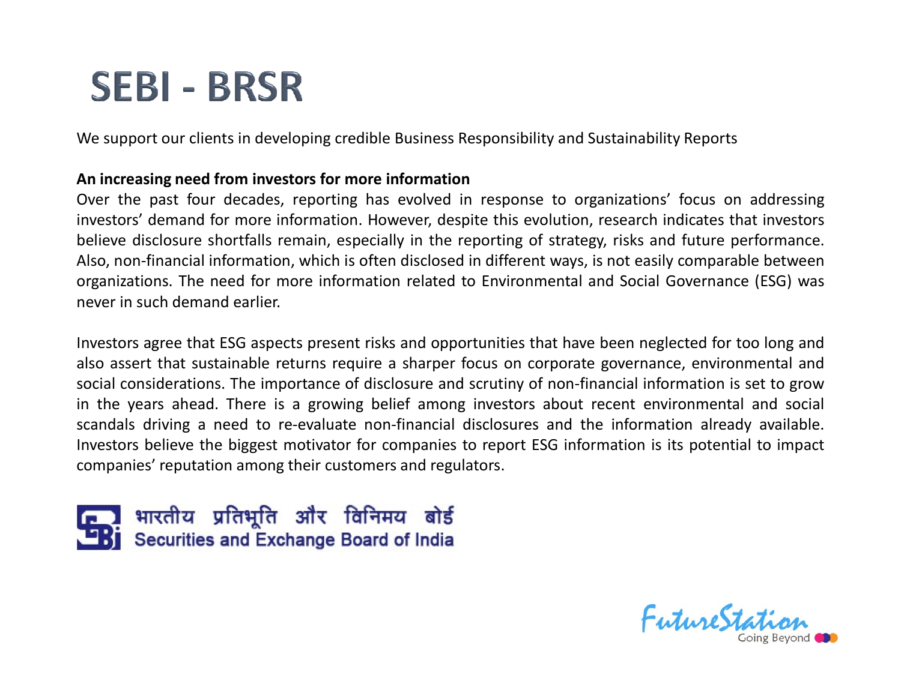# SEBI - BRSR

We support our clients in developing credible Business Responsibility and Sustainability Reports

**An increasing need from investors for more information**

Over the past four decades, reporting has evolved in response to organizations' focus on addressing investors' demand for more information. However, despite this evolution, research indicates that investors believe disclosure shortfalls remain, especially in the reporting of strategy, risks and future performance. Also, non-financial information, which is often disclosed in different ways, is not easily comparable between organizations. The need for more information related to Environmental and Social Governance (ESG) was never in such demand earlier.

Investors agree that ESG aspects present risks and opportunities that have been neglected for too long and also assert that sustainable returns require a sharper focus on corporate governance, environmental and social considerations. The importance of disclosure and scrutiny of non-financial information is set to grow in the years ahead. There is a growing belief among investors about recent environmental and social scandals driving a need to re-evaluate non-financial disclosures and the information already available. Investors believe the biggest motivator for companies to report ESG information is its potential to impact companies' reputation among their customers and regulators.

भारतीय प्रतिभूति और विनिमय बोर्ड
Securities and Exchange Board of India

FutureStation
Going Beyond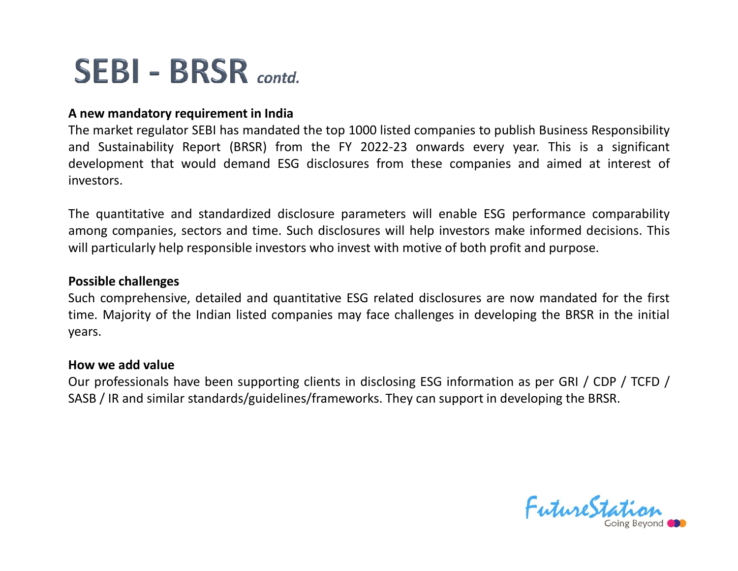# SEBI - BRSR *contd.*

**A new mandatory requirement in India**

The market regulator SEBI has mandated the top 1000 listed companies to publish Business Responsibility and Sustainability Report (BRSR) from the FY 2022-23 onwards every year. This is a significant development that would demand ESG disclosures from these companies and aimed at interest of investors.

The quantitative and standardized disclosure parameters will enable ESG performance comparability among companies, sectors and time. Such disclosures will help investors make informed decisions. This will particularly help responsible investors who invest with motive of both profit and purpose.

**Possible challenges**

Such comprehensive, detailed and quantitative ESG related disclosures are now mandated for the first time. Majority of the Indian listed companies may face challenges in developing the BRSR in the initial years.

**How we add value**

Our professionals have been supporting clients in disclosing ESG information as per GRI / CDP / TCFD / SASB / IR and similar standards/guidelines/frameworks. They can support in developing the BRSR.

FutureStation
Going Beyond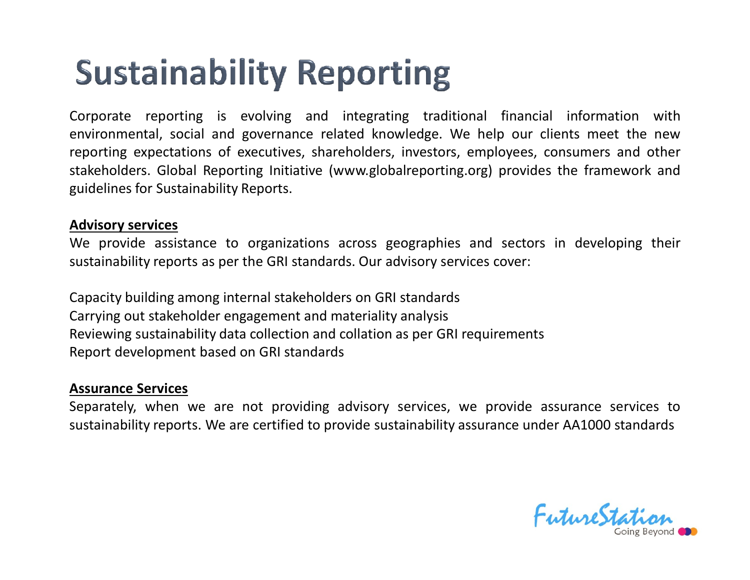# Sustainability Reporting

Corporate reporting is evolving and integrating traditional financial information with environmental, social and governance related knowledge. We help our clients meet the new reporting expectations of executives, shareholders, investors, employees, consumers and other stakeholders. Global Reporting Initiative (www.globalreporting.org) provides the framework and guidelines for Sustainability Reports.

**Advisory services**

We provide assistance to organizations across geographies and sectors in developing their sustainability reports as per the GRI standards. Our advisory services cover:

Capacity building among internal stakeholders on GRI standards
Carrying out stakeholder engagement and materiality analysis
Reviewing sustainability data collection and collation as per GRI requirements
Report development based on GRI standards

**Assurance Services**

Separately, when we are not providing advisory services, we provide assurance services to sustainability reports. We are certified to provide sustainability assurance under AA1000 standards

FutureStation
Going Beyond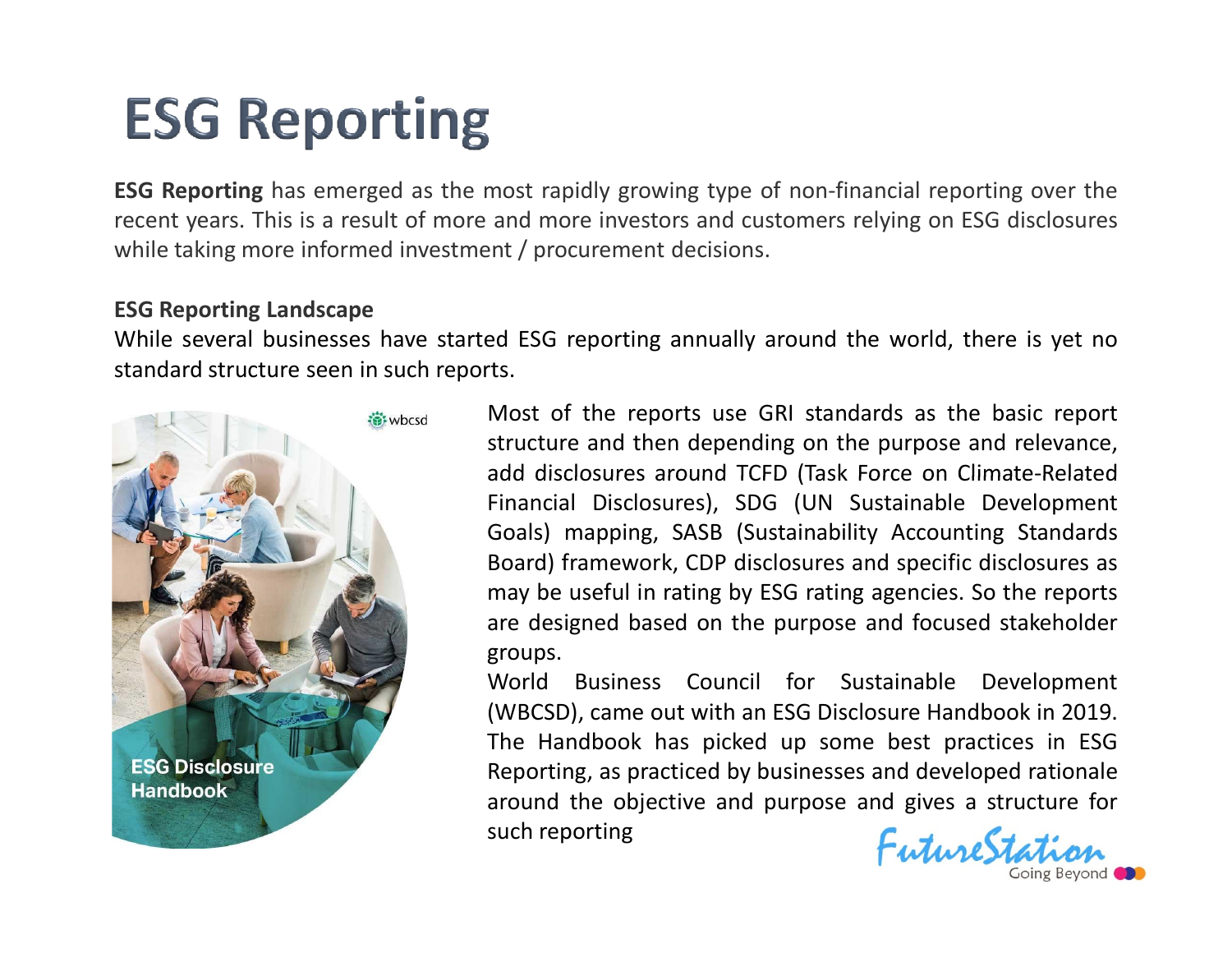# ESG Reporting

**ESG Reporting** has emerged as the most rapidly growing type of non-financial reporting over the recent years. This is a result of more and more investors and customers relying on ESG disclosures while taking more informed investment / procurement decisions.

**ESG Reporting Landscape**

While several businesses have started ESG reporting annually around the world, there is yet no standard structure seen in such reports.

Most of the reports use GRI standards as the basic report structure and then depending on the purpose and relevance, add disclosures around TCFD (Task Force on Climate-Related Financial Disclosures), SDG (UN Sustainable Development Goals) mapping, SASB (Sustainability Accounting Standards Board) framework, CDP disclosures and specific disclosures as may be useful in rating by ESG rating agencies. So the reports are designed based on the purpose and focused stakeholder groups.

World Business Council for Sustainable Development (WBCSD), came out with an ESG Disclosure Handbook in 2019. The Handbook has picked up some best practices in ESG Reporting, as practiced by businesses and developed rationale around the objective and purpose and gives a structure for such reporting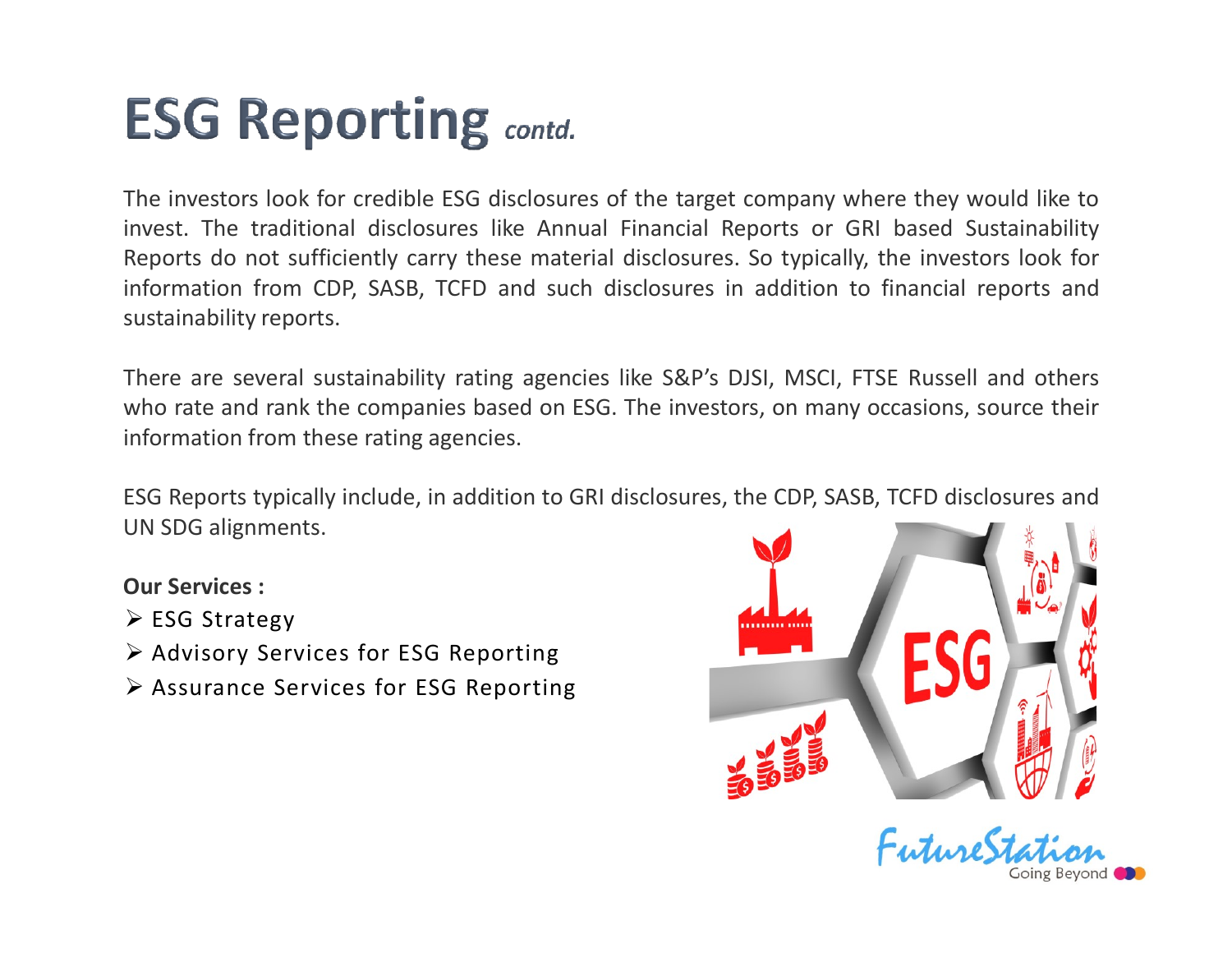# ESG Reporting *contd.*

The investors look for credible ESG disclosures of the target company where they would like to invest. The traditional disclosures like Annual Financial Reports or GRI based Sustainability Reports do not sufficiently carry these material disclosures. So typically, the investors look for information from CDP, SASB, TCFD and such disclosures in addition to financial reports and sustainability reports.

There are several sustainability rating agencies like S&P's DJSI, MSCI, FTSE Russell and others who rate and rank the companies based on ESG. The investors, on many occasions, source their information from these rating agencies.

ESG Reports typically include, in addition to GRI disclosures, the CDP, SASB, TCFD disclosures and UN SDG alignments.

**Our Services :**

- ESG Strategy
- Advisory Services for ESG Reporting
- Assurance Services for ESG Reporting